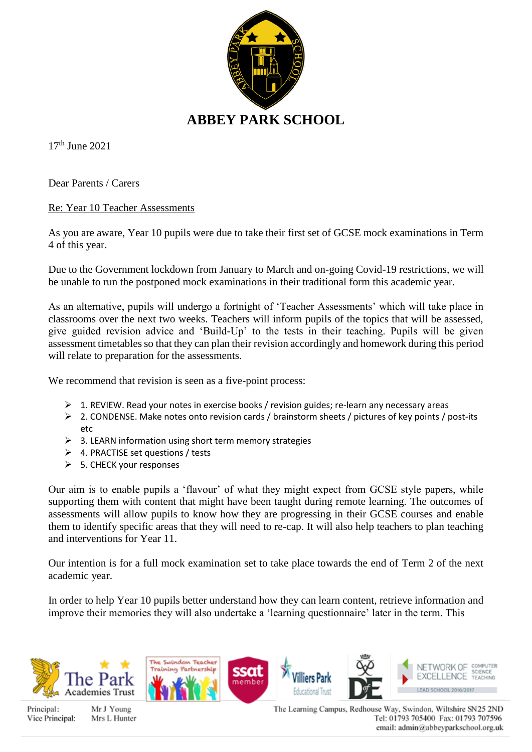# ABBEY PARK SCHOOL

17th June 2021

Dear Parents / Carers

Re: Year 10 Teacher Assessments

As you are aware, Year 10 pupils were due to take their first set of GCSE mock examinations in Term 4 of this year.

Due to the Government lockdown from January to March and on-going Covid-19 restrictions, we will be unable to run the postponed mock examinations in their traditional form this academic year.

As an alternative, pupils will undergo a fortnight of 'Teacher Assessments' which will take place in classrooms over the next two weeks. Teachers will inform pupils of the topics that will be assessed, give guided revision advice and 'Build-Up' to the tests in their teaching. Pupils will be given assessment timetables so that they can plan their revision accordingly and homework during this period will relate to preparation for the assessments.

We recommend that revision is seen as a five-point process:

- 1. REVIEW. Read your notes in exercise books / revision guides; re-learn any necessary areas
- 2. CONDENSE. Make notes onto revision cards / brainstorm sheets / pictures of key points / post-its etc
- 3. LEARN information using short term memory strategies
- 4. PRACTISE set questions / tests
- 5. CHECK your responses

Our aim is to enable pupils a 'flavour' of what they might expect from GCSE style papers, while supporting them with content that might have been taught during remote learning. The outcomes of assessments will allow pupils to know how they are progressing in their GCSE courses and enable them to identify specific areas that they will need to re-cap. It will also help teachers to plan teaching and interventions for Year 11.

Our intention is for a full mock examination set to take place towards the end of Term 2 of the next academic year.

In order to help Year 10 pupils better understand how they can learn content, retrieve information and improve their memories they will also undertake a 'learning questionnaire' later in the term. This

Principal: Mr J Young
Vice Principal: Mrs L Hunter

The Learning Campus, Redhouse Way, Swindon, Wiltshire SN25 2ND
Tel: 01793 705400 Fax: 01793 707596
email: admin@abbeyparkschool.org.uk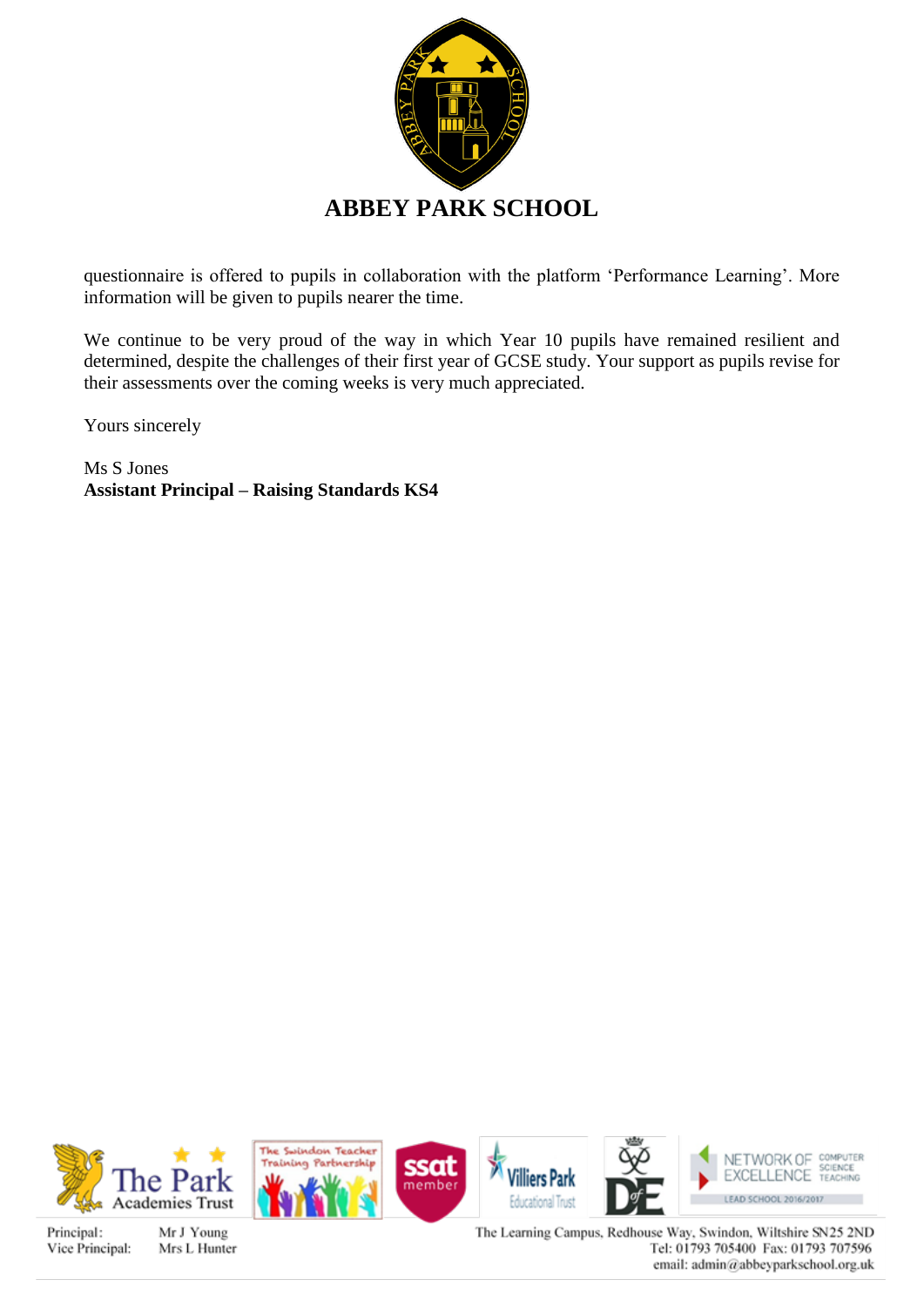# ABBEY PARK SCHOOL

questionnaire is offered to pupils in collaboration with the platform 'Performance Learning'. More information will be given to pupils nearer the time.

We continue to be very proud of the way in which Year 10 pupils have remained resilient and determined, despite the challenges of their first year of GCSE study. Your support as pupils revise for their assessments over the coming weeks is very much appreciated.

Yours sincerely

Ms S Jones
**Assistant Principal – Raising Standards KS4**

Principal: Mr J Young
Vice Principal: Mrs L Hunter

The Learning Campus, Redhouse Way, Swindon, Wiltshire SN25 2ND
Tel: 01793 705400 Fax: 01793 707596
email: admin@abbeyparkschool.org.uk